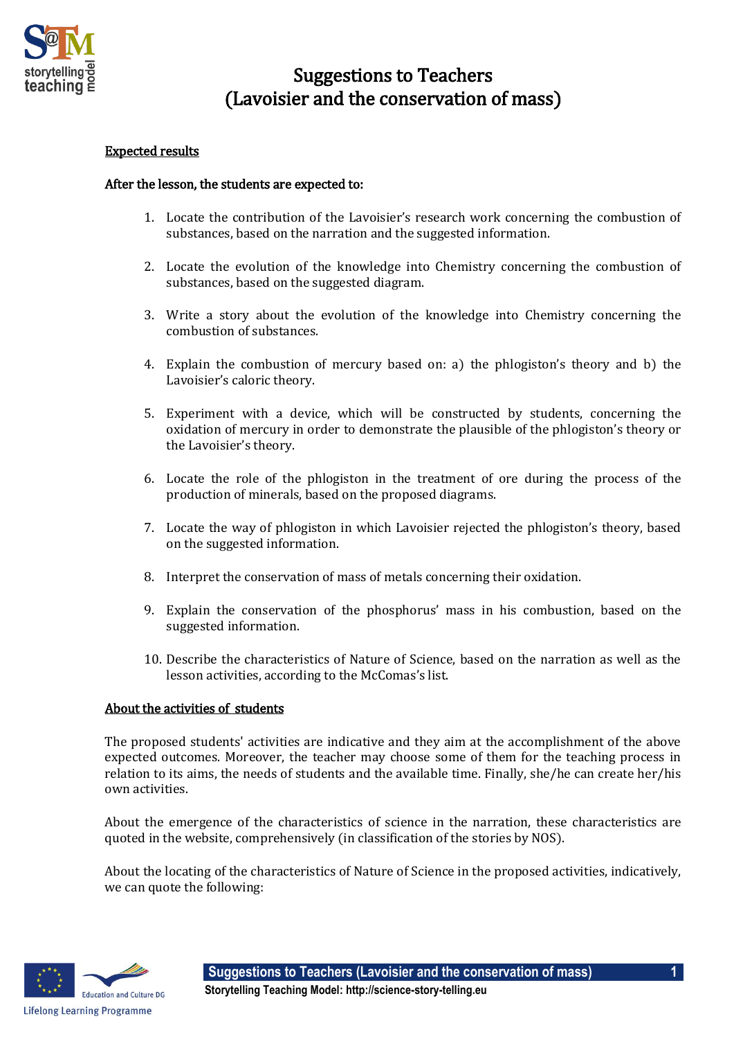# Suggestions to Teachers
# (Lavoisier and the conservation of mass)

## Expected results

**After the lesson, the students are expected to:**

1. Locate the contribution of the Lavoisier's research work concerning the combustion of substances, based on the narration and the suggested information.

2. Locate the evolution of the knowledge into Chemistry concerning the combustion of substances, based on the suggested diagram.

3. Write a story about the evolution of the knowledge into Chemistry concerning the combustion of substances.

4. Explain the combustion of mercury based on: a) the phlogiston's theory and b) the Lavoisier's caloric theory.

5. Experiment with a device, which will be constructed by students, concerning the oxidation of mercury in order to demonstrate the plausible of the phlogiston's theory or the Lavoisier's theory.

6. Locate the role of the phlogiston in the treatment of ore during the process of the production of minerals, based on the proposed diagrams.

7. Locate the way of phlogiston in which Lavoisier rejected the phlogiston's theory, based on the suggested information.

8. Interpret the conservation of mass of metals concerning their oxidation.

9. Explain the conservation of the phosphorus' mass in his combustion, based on the suggested information.

10. Describe the characteristics of Nature of Science, based on the narration as well as the lesson activities, according to the McComas's list.

## About the activities of students

The proposed students' activities are indicative and they aim at the accomplishment of the above expected outcomes. Moreover, the teacher may choose some of them for the teaching process in relation to its aims, the needs of students and the available time. Finally, she/he can create her/his own activities.

About the emergence of the characteristics of science in the narration, these characteristics are quoted in the website, comprehensively (in classification of the stories by NOS).

About the locating of the characteristics of Nature of Science in the proposed activities, indicatively, we can quote the following: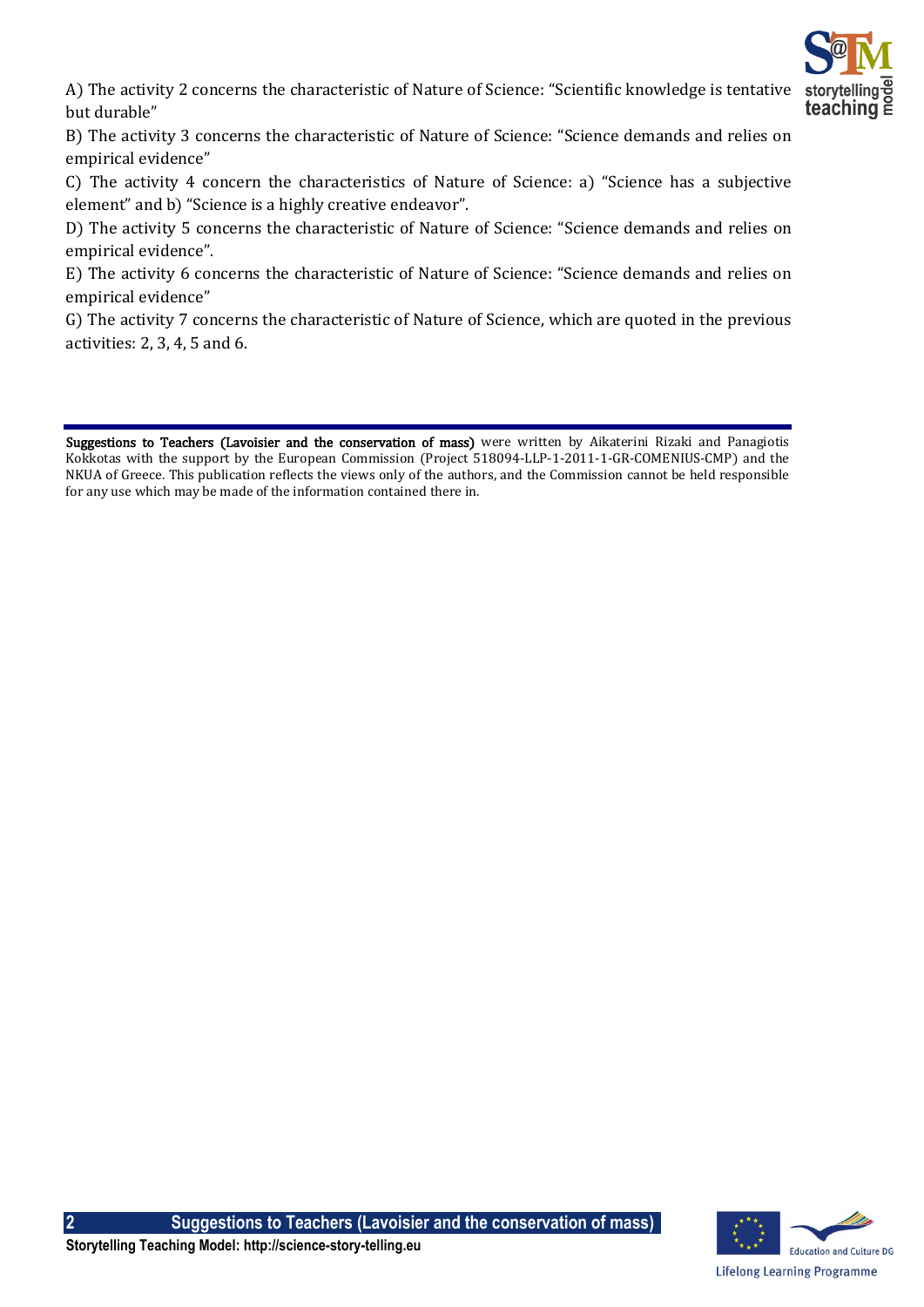A) The activity 2 concerns the characteristic of Nature of Science: "Scientific knowledge is tentative but durable"

B) The activity 3 concerns the characteristic of Nature of Science: "Science demands and relies on empirical evidence"

C) The activity 4 concern the characteristics of Nature of Science: a) "Science has a subjective element" and b) "Science is a highly creative endeavor".

D) The activity 5 concerns the characteristic of Nature of Science: "Science demands and relies on empirical evidence".

E) The activity 6 concerns the characteristic of Nature of Science: "Science demands and relies on empirical evidence"

G) The activity 7 concerns the characteristic of Nature of Science, which are quoted in the previous activities: 2, 3, 4, 5 and 6.

---

**Suggestions to Teachers (Lavoisier and the conservation of mass)** were written by Aikaterini Rizaki and Panagiotis Kokkotas with the support by the European Commission (Project 518094-LLP-1-2011-1-GR-COMENIUS-CMP) and the NKUA of Greece. This publication reflects the views only of the authors, and the Commission cannot be held responsible for any use which may be made of the information contained there in.